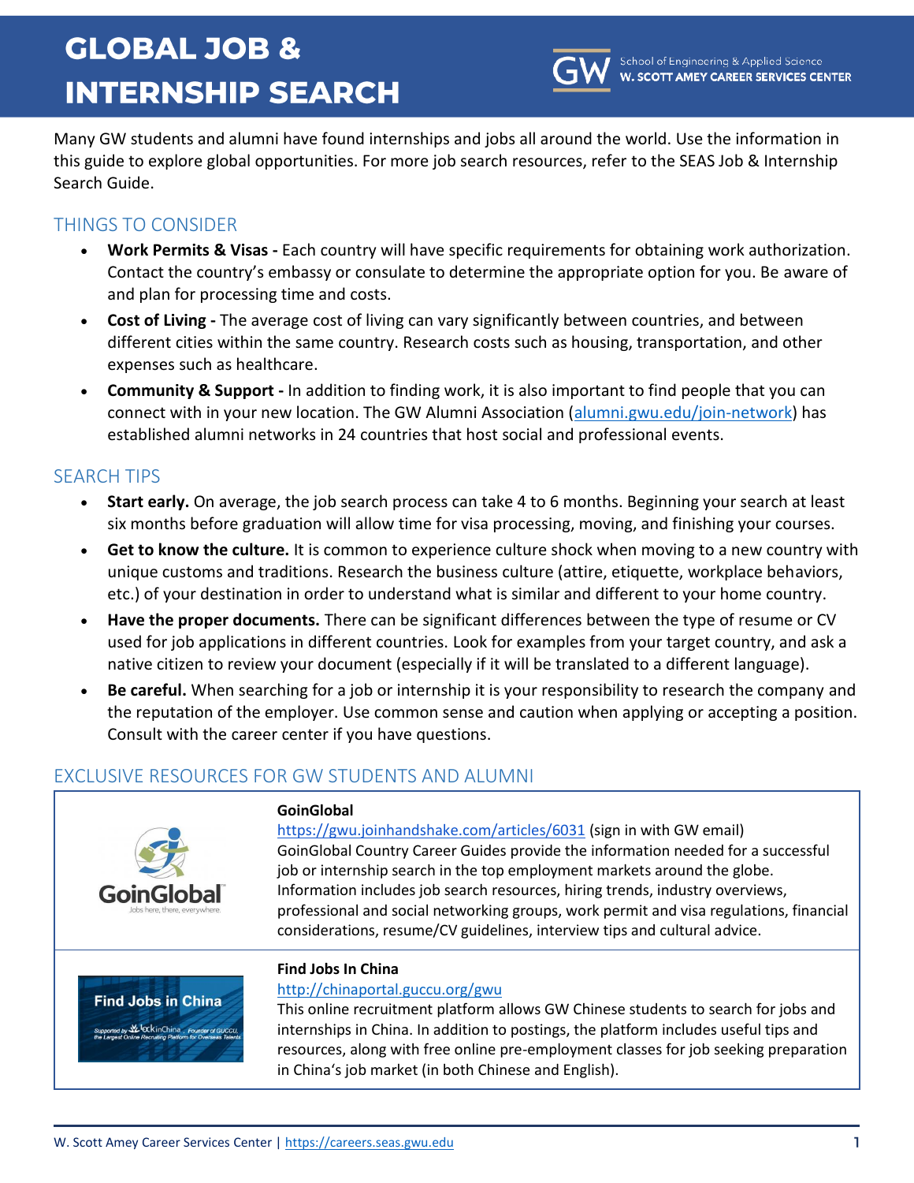# GLOBAL JOB & INTERNSHIP SEARCH

School of Engineering & Applied Science
**W. SCOTT AMEY CAREER SERVICES CENTER**

Many GW students and alumni have found internships and jobs all around the world. Use the information in this guide to explore global opportunities. For more job search resources, refer to the SEAS Job & Internship Search Guide.

## THINGS TO CONSIDER

- **Work Permits & Visas -** Each country will have specific requirements for obtaining work authorization. Contact the country's embassy or consulate to determine the appropriate option for you. Be aware of and plan for processing time and costs.
- **Cost of Living -** The average cost of living can vary significantly between countries, and between different cities within the same country. Research costs such as housing, transportation, and other expenses such as healthcare.
- **Community & Support -** In addition to finding work, it is also important to find people that you can connect with in your new location. The GW Alumni Association (alumni.gwu.edu/join-network) has established alumni networks in 24 countries that host social and professional events.

## SEARCH TIPS

- **Start early.** On average, the job search process can take 4 to 6 months. Beginning your search at least six months before graduation will allow time for visa processing, moving, and finishing your courses.
- **Get to know the culture.** It is common to experience culture shock when moving to a new country with unique customs and traditions. Research the business culture (attire, etiquette, workplace behaviors, etc.) of your destination in order to understand what is similar and different to your home country.
- **Have the proper documents.** There can be significant differences between the type of resume or CV used for job applications in different countries. Look for examples from your target country, and ask a native citizen to review your document (especially if it will be translated to a different language).
- **Be careful.** When searching for a job or internship it is your responsibility to research the company and the reputation of the employer. Use common sense and caution when applying or accepting a position. Consult with the career center if you have questions.

## EXCLUSIVE RESOURCES FOR GW STUDENTS AND ALUMNI

**GoinGlobal**
https://gwu.joinhandshake.com/articles/6031 (sign in with GW email)
GoinGlobal Country Career Guides provide the information needed for a successful job or internship search in the top employment markets around the globe. Information includes job search resources, hiring trends, industry overviews, professional and social networking groups, work permit and visa regulations, financial considerations, resume/CV guidelines, interview tips and cultural advice.

**Find Jobs In China**
http://chinaportal.guccu.org/gwu
This online recruitment platform allows GW Chinese students to search for jobs and internships in China. In addition to postings, the platform includes useful tips and resources, along with free online pre-employment classes for job seeking preparation in China's job market (in both Chinese and English).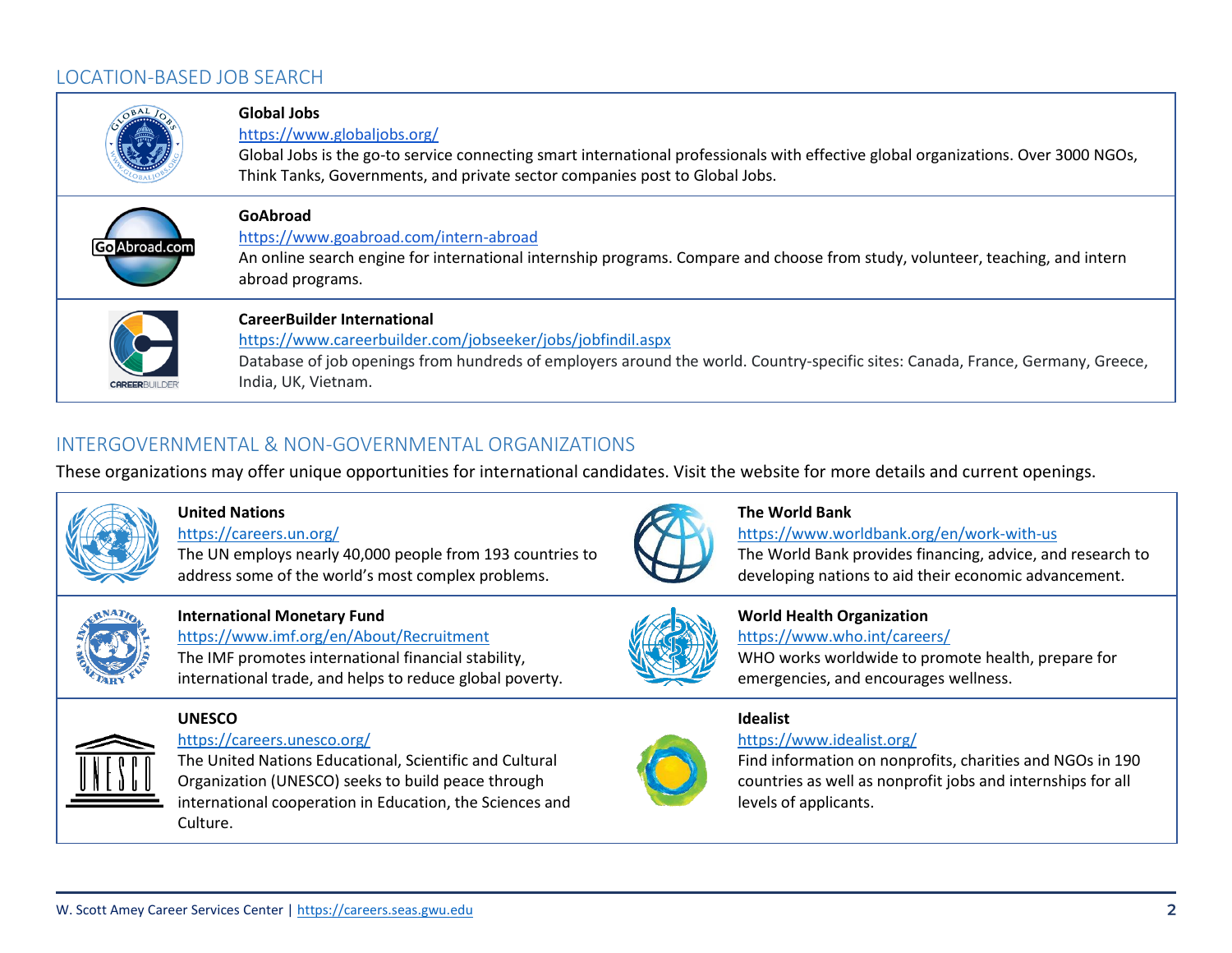## LOCATION-BASED JOB SEARCH

**Global Jobs**
https://www.globaljobs.org/
Global Jobs is the go-to service connecting smart international professionals with effective global organizations. Over 3000 NGOs, Think Tanks, Governments, and private sector companies post to Global Jobs.

**GoAbroad**
https://www.goabroad.com/intern-abroad
An online search engine for international internship programs. Compare and choose from study, volunteer, teaching, and intern abroad programs.

**CareerBuilder International**
https://www.careerbuilder.com/jobseeker/jobs/jobfindil.aspx
Database of job openings from hundreds of employers around the world. Country-specific sites: Canada, France, Germany, Greece, India, UK, Vietnam.

## INTERGOVERNMENTAL & NON-GOVERNMENTAL ORGANIZATIONS

These organizations may offer unique opportunities for international candidates. Visit the website for more details and current openings.

**United Nations**
https://careers.un.org/
The UN employs nearly 40,000 people from 193 countries to address some of the world's most complex problems.

**The World Bank**
https://www.worldbank.org/en/work-with-us
The World Bank provides financing, advice, and research to developing nations to aid their economic advancement.

**International Monetary Fund**
https://www.imf.org/en/About/Recruitment
The IMF promotes international financial stability, international trade, and helps to reduce global poverty.

**World Health Organization**
https://www.who.int/careers/
WHO works worldwide to promote health, prepare for emergencies, and encourages wellness.

**UNESCO**
https://careers.unesco.org/
The United Nations Educational, Scientific and Cultural Organization (UNESCO) seeks to build peace through international cooperation in Education, the Sciences and Culture.

**Idealist**
https://www.idealist.org/
Find information on nonprofits, charities and NGOs in 190 countries as well as nonprofit jobs and internships for all levels of applicants.